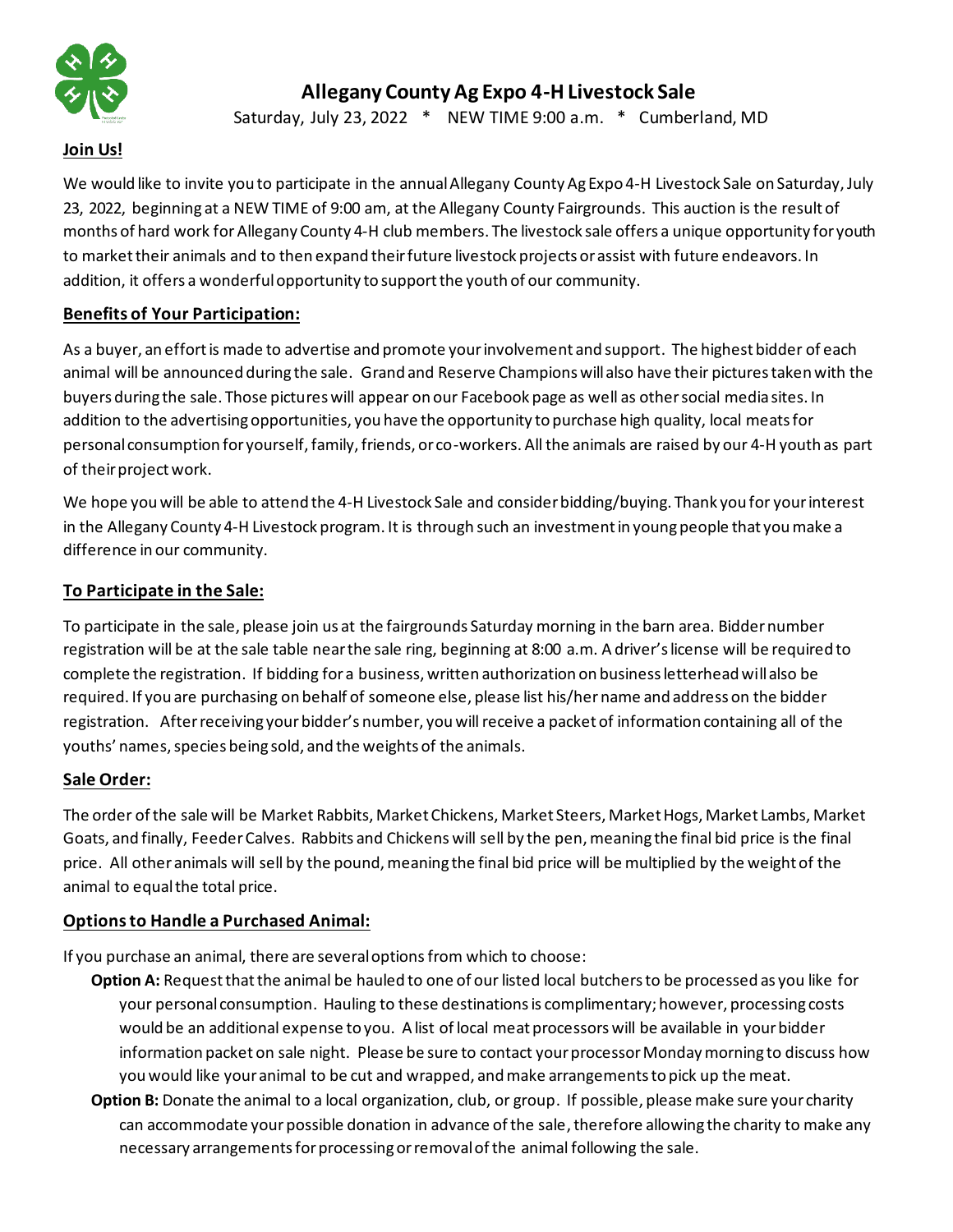# Allegany County Ag Expo 4-H Livestock Sale

Saturday, July 23, 2022 * NEW TIME 9:00 a.m. * Cumberland, MD

## Join Us!

We would like to invite you to participate in the annual Allegany County Ag Expo 4-H Livestock Sale on Saturday, July 23, 2022, beginning at a NEW TIME of 9:00 am, at the Allegany County Fairgrounds. This auction is the result of months of hard work for Allegany County 4-H club members. The livestock sale offers a unique opportunity for youth to market their animals and to then expand their future livestock projects or assist with future endeavors. In addition, it offers a wonderful opportunity to support the youth of our community.

## Benefits of Your Participation:

As a buyer, an effort is made to advertise and promote your involvement and support. The highest bidder of each animal will be announced during the sale. Grand and Reserve Champions will also have their pictures taken with the buyers during the sale. Those pictures will appear on our Facebook page as well as other social media sites. In addition to the advertising opportunities, you have the opportunity to purchase high quality, local meats for personal consumption for yourself, family, friends, or co-workers. All the animals are raised by our 4-H youth as part of their project work.

We hope you will be able to attend the 4-H Livestock Sale and consider bidding/buying. Thank you for your interest in the Allegany County 4-H Livestock program. It is through such an investment in young people that you make a difference in our community.

## To Participate in the Sale:

To participate in the sale, please join us at the fairgrounds Saturday morning in the barn area. Bidder number registration will be at the sale table near the sale ring, beginning at 8:00 a.m. A driver's license will be required to complete the registration. If bidding for a business, written authorization on business letterhead will also be required. If you are purchasing on behalf of someone else, please list his/her name and address on the bidder registration. After receiving your bidder's number, you will receive a packet of information containing all of the youths' names, species being sold, and the weights of the animals.

## Sale Order:

The order of the sale will be Market Rabbits, Market Chickens, Market Steers, Market Hogs, Market Lambs, Market Goats, and finally, Feeder Calves. Rabbits and Chickens will sell by the pen, meaning the final bid price is the final price. All other animals will sell by the pound, meaning the final bid price will be multiplied by the weight of the animal to equal the total price.

## Options to Handle a Purchased Animal:

If you purchase an animal, there are several options from which to choose:

- **Option A:** Request that the animal be hauled to one of our listed local butchers to be processed as you like for your personal consumption. Hauling to these destinations is complimentary; however, processing costs would be an additional expense to you. A list of local meat processors will be available in your bidder information packet on sale night. Please be sure to contact your processor Monday morning to discuss how you would like your animal to be cut and wrapped, and make arrangements to pick up the meat.
- **Option B:** Donate the animal to a local organization, club, or group. If possible, please make sure your charity can accommodate your possible donation in advance of the sale, therefore allowing the charity to make any necessary arrangements for processing or removal of the animal following the sale.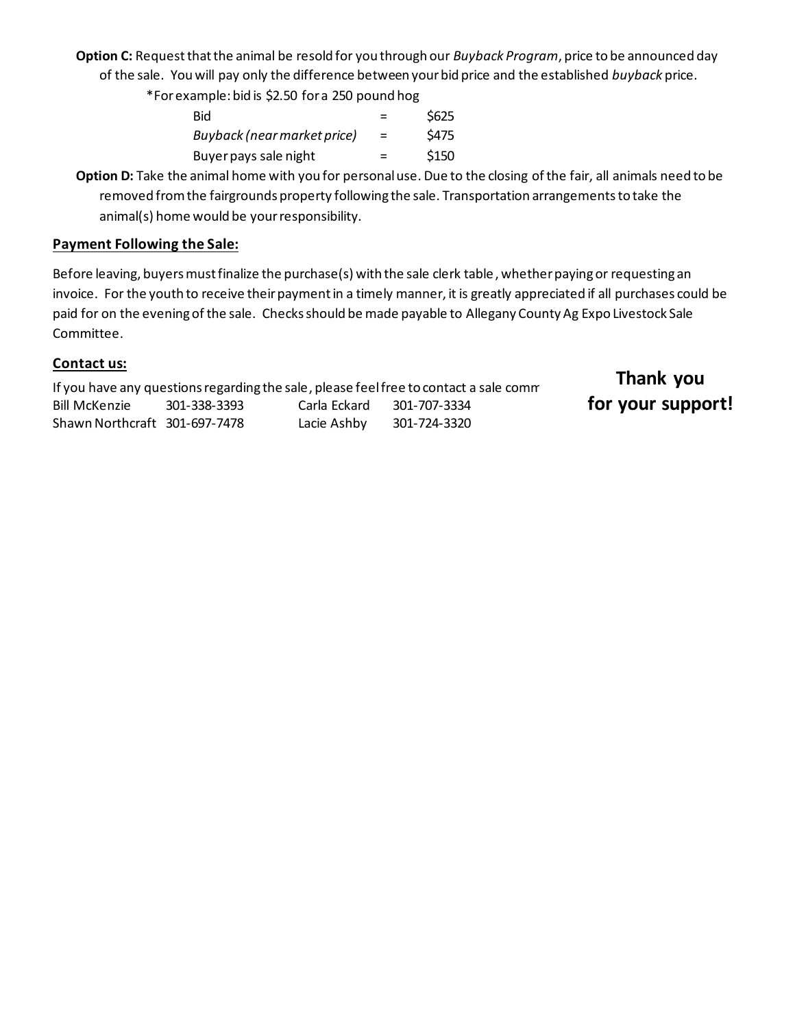**Option C:** Request that the animal be resold for you through our *Buyback Program*, price to be announced day of the sale. You will pay only the difference between your bid price and the established *buyback* price.

*For example: bid is $2.50 for a 250 pound hog

| | | |
|---|---|---|
| Bid | = | $625 |
| *Buyback (near market price)* | = | $475 |
| Buyer pays sale night | = | $150 |

**Option D:** Take the animal home with you for personal use. Due to the closing of the fair, all animals need to be removed from the fairgrounds property following the sale. Transportation arrangements to take the animal(s) home would be your responsibility.

**Payment Following the Sale:**

Before leaving, buyers must finalize the purchase(s) with the sale clerk table, whether paying or requesting an invoice. For the youth to receive their payment in a timely manner, it is greatly appreciated if all purchases could be paid for on the evening of the sale. Checks should be made payable to Allegany County Ag Expo Livestock Sale Committee.

**Contact us:**

If you have any questions regarding the sale, please feel free to contact a sale comm

| | | | |
|---|---|---|---|
| Bill McKenzie | 301-338-3393 | Carla Eckard | 301-707-3334 |
| Shawn Northcraft | 301-697-7478 | Lacie Ashby | 301-724-3320 |

**Thank you for your support!**